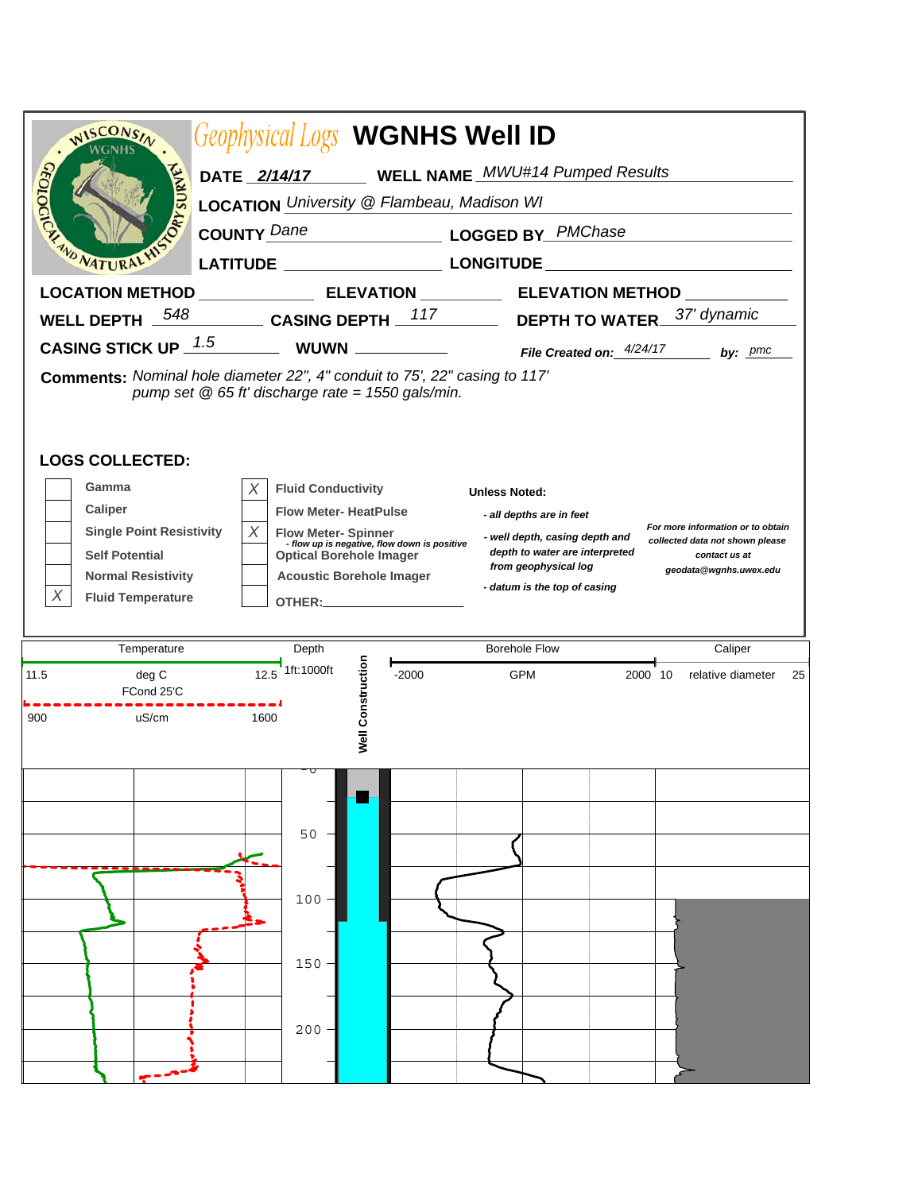# Geophysical Logs WGNHS Well ID

**DATE** *2/14/17* **WELL NAME** *MWU#14 Pumped Results*

**LOCATION** *University @ Flambeau, Madison WI*

**COUNTY** *Dane* **LOGGED BY** *PMChase*

**LATITUDE** **LONGITUDE**

**LOCATION METHOD** **ELEVATION** **ELEVATION METHOD**

**WELL DEPTH** *548* **CASING DEPTH** *117* **DEPTH TO WATER** *37' dynamic*

**CASING STICK UP** *1.5* **WUWN** ***File Created on:*** *4/24/17* ***by:*** *pmc*

**Comments:** *Nominal hole diameter 22", 4" conduit to 75', 22" casing to 117'*
*pump set @ 65 ft' discharge rate = 1550 gals/min.*

## LOGS COLLECTED:

| | | | |
|---|---|---|---|
| | Gamma | X | Fluid Conductivity |
| | Caliper | | Flow Meter- HeatPulse |
| | Single Point Resistivity | X | Flow Meter- Spinner - *flow up is negative, flow down is positive* |
| | Self Potential | | Optical Borehole Imager |
| | Normal Resistivity | | Acoustic Borehole Imager |
| X | Fluid Temperature | | OTHER: |

**Unless Noted:**

- *all depths are in feet*
- *well depth, casing depth and depth to water are interpreted from geophysical log*
- *datum is the top of casing*

***For more information or to obtain collected data not shown please contact us at geodata@wgnhs.uwex.edu***

| Temperature | Depth | Well Construction | Borehole Flow | Caliper |
|---|---|---|---|---|
| 11.5 deg C 12.5 | 1ft:1000ft | | -2000 GPM 2000 | 10 relative diameter 25 |
| FCond 25'C | | | | |
| 900 uS/cm 1600 | | | | |

Depth scale: 50, 100, 150, 200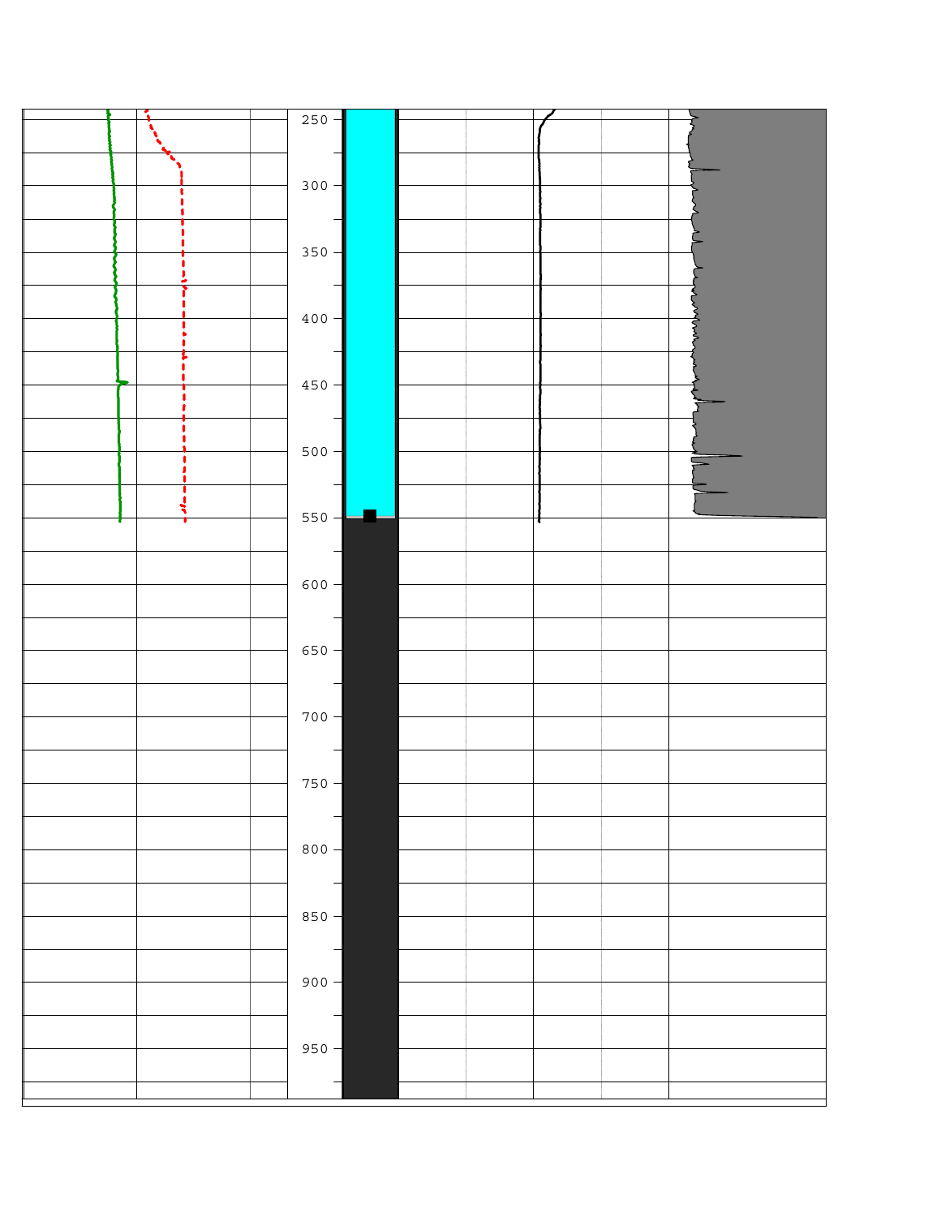250
300
350
400
450
500
550
600
650
700
750
800
850
900
950